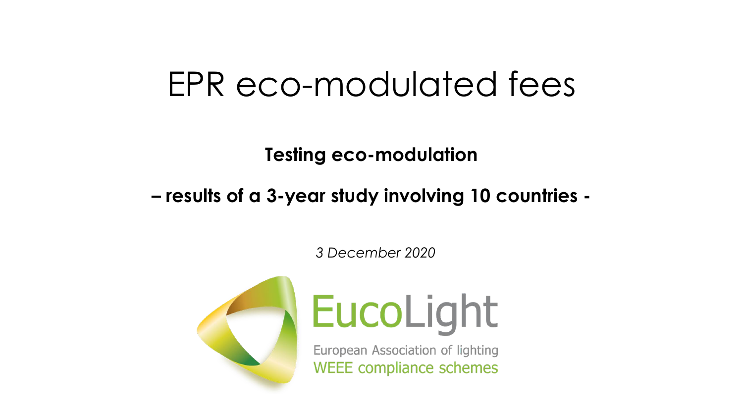# EPR eco-modulated fees

**Testing eco-modulation**

**– results of a 3-year study involving 10 countries -**

*3 December 2020*

EucoLight

European Association of lighting WEEE compliance schemes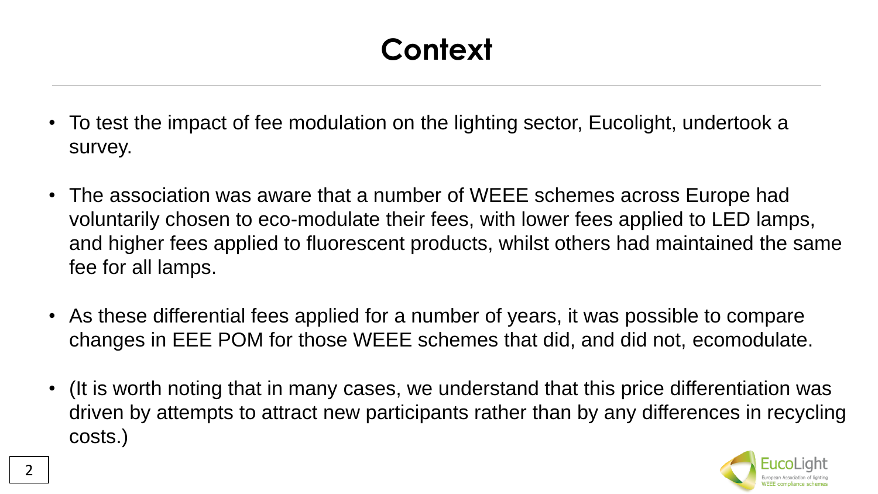# Context

- To test the impact of fee modulation on the lighting sector, Eucolight, undertook a survey.
- The association was aware that a number of WEEE schemes across Europe had voluntarily chosen to eco-modulate their fees, with lower fees applied to LED lamps, and higher fees applied to fluorescent products, whilst others had maintained the same fee for all lamps.
- As these differential fees applied for a number of years, it was possible to compare changes in EEE POM for those WEEE schemes that did, and did not, ecomodulate.
- (It is worth noting that in many cases, we understand that this price differentiation was driven by attempts to attract new participants rather than by any differences in recycling costs.)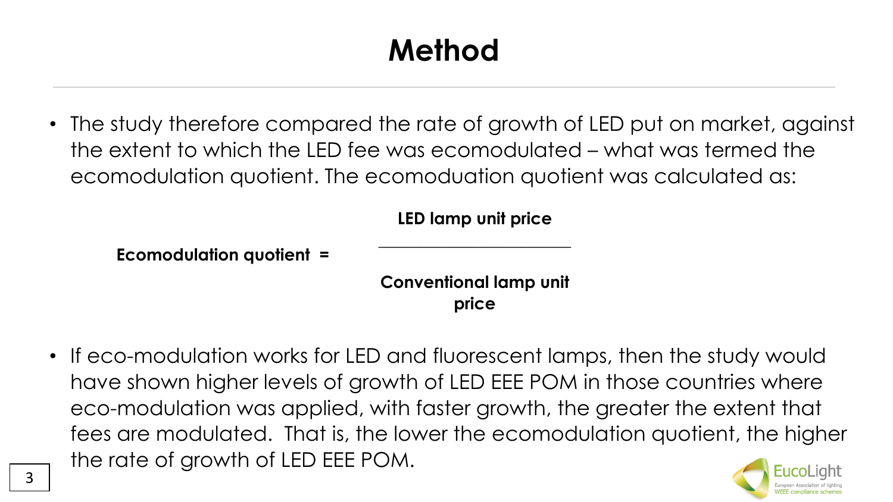# Method

- The study therefore compared the rate of growth of LED put on market, against the extent to which the LED fee was ecomodulated – what was termed the ecomodulation quotient. The ecomoduation quotient was calculated as:

$$\textbf{Ecomodulation quotient} = \frac{\textbf{LED lamp unit price}}{\textbf{Conventional lamp unit price}}$$

- If eco-modulation works for LED and fluorescent lamps, then the study would have shown higher levels of growth of LED EEE POM in those countries where eco-modulation was applied, with faster growth, the greater the extent that fees are modulated. That is, the lower the ecomodulation quotient, the higher the rate of growth of LED EEE POM.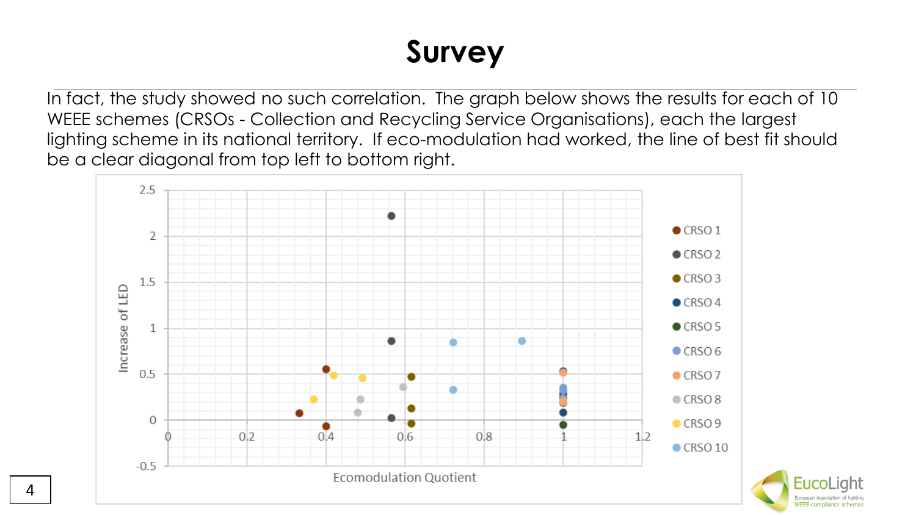# Survey

In fact, the study showed no such correlation. The graph below shows the results for each of 10 WEEE schemes (CRSOs - Collection and Recycling Service Organisations), each the largest lighting scheme in its national territory. If eco-modulation had worked, the line of best fit should be a clear diagonal from top left to bottom right.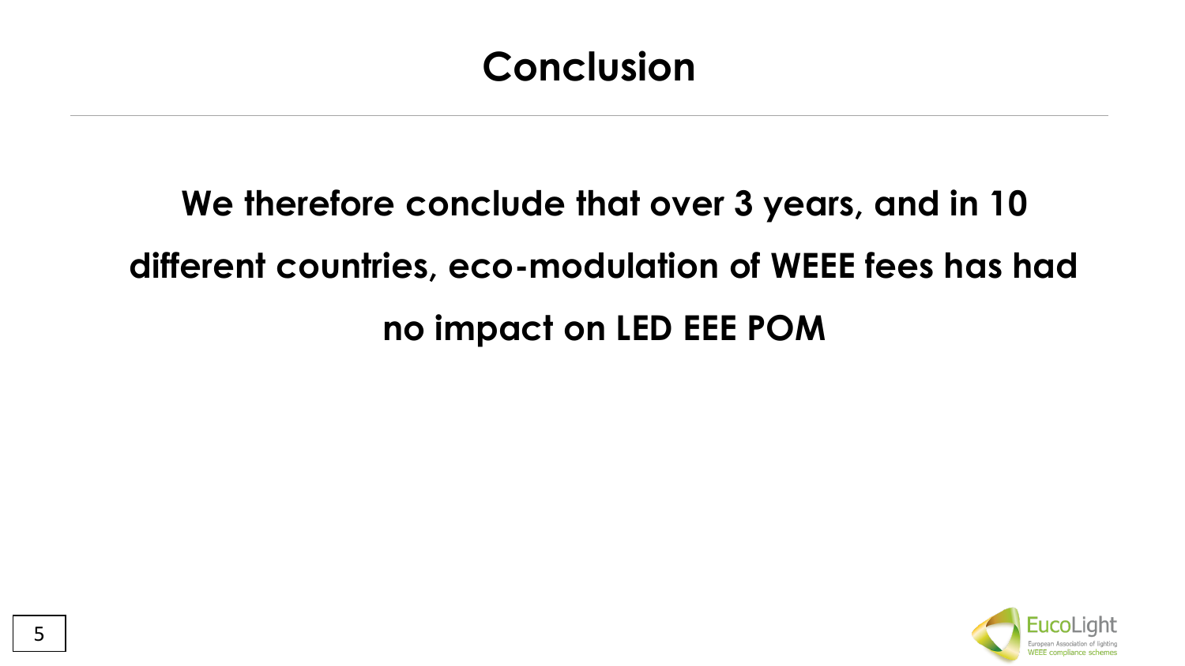# Conclusion

**We therefore conclude that over 3 years, and in 10 different countries, eco-modulation of WEEE fees has had no impact on LED EEE POM**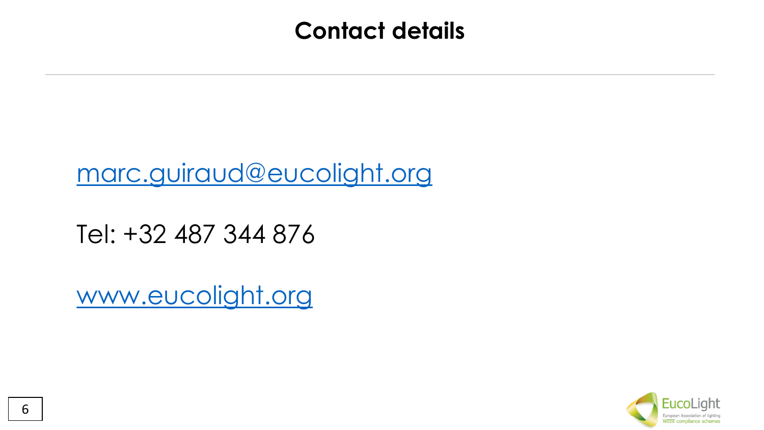# Contact details

marc.guiraud@eucolight.org

Tel: +32 487 344 876

www.eucolight.org